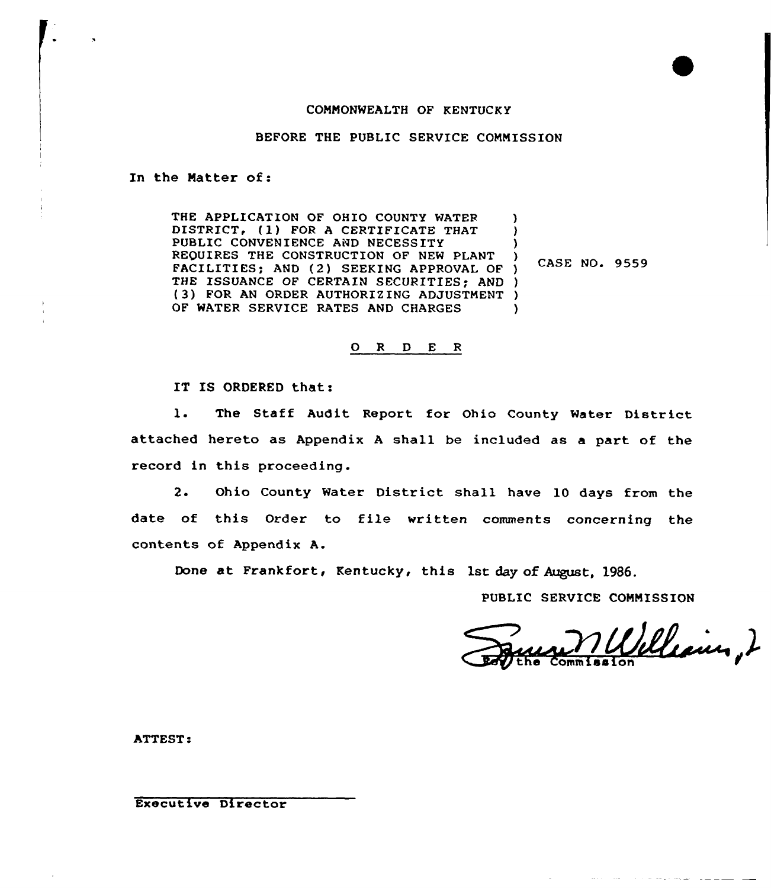COMMONWEALTH OF KENTUCKY

BEFORE THE PUBLIC SERVICE COMMISSION

In the Matter of:

| | | |
|---|---|---|
| THE APPLICATION OF OHIO COUNTY WATER DISTRICT, (1) FOR A CERTIFICATE THAT PUBLIC CONVENIENCE AND NECESSITY REQUIRES THE CONSTRUCTION OF NEW PLANT FACILITIES; AND (2) SEEKING APPROVAL OF THE ISSUANCE OF CERTAIN SECURITIES; AND (3) FOR AN ORDER AUTHORIZING ADJUSTMENT OF WATER SERVICE RATES AND CHARGES | ) | CASE NO. 9559 |

## O R D E R

IT IS ORDERED that:

1. The Staff Audit Report for Ohio County Water District attached hereto as Appendix A shall be included as a part of the record in this proceeding.

2. Ohio County Water District shall have 10 days from the date of this Order to file written comments concerning the contents of Appendix A.

Done at Frankfort, Kentucky, this 1st day of August, 1986.

PUBLIC SERVICE COMMISSION

For the Commission

ATTEST:

Executive Director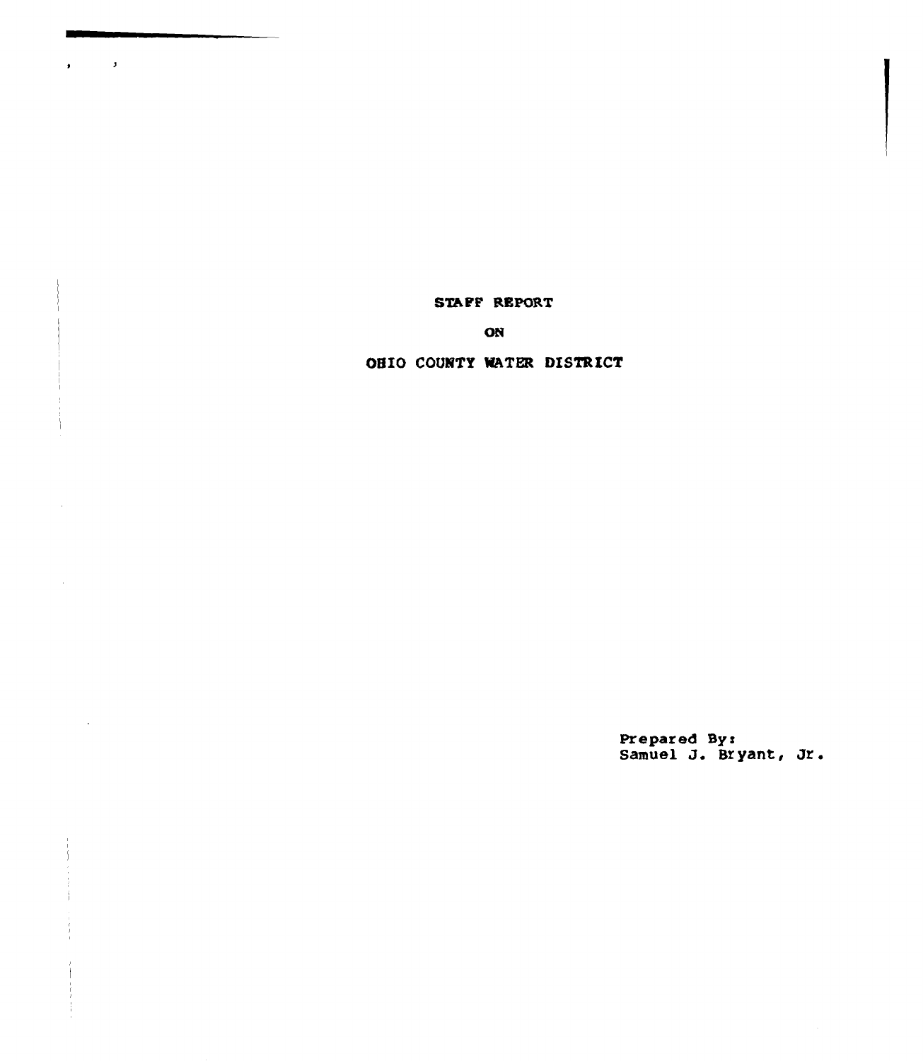# STAFF REPORT

# ON

# OHIO COUNTY WATER DISTRICT

Prepared By:
Samuel J. Bryant, Jr.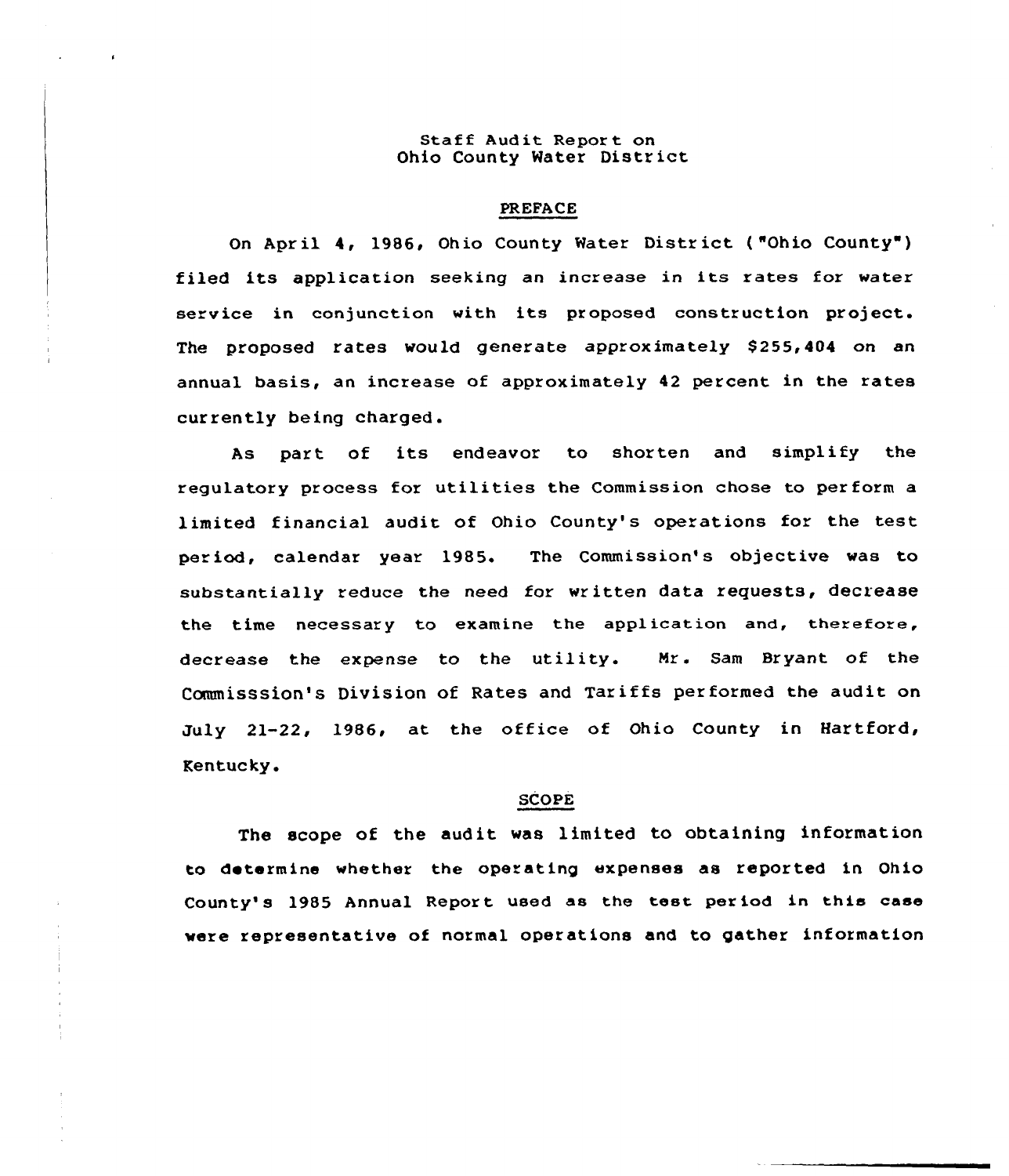Staff Audit Report on
Ohio County Water District

## PREFACE

On April 4, 1986, Ohio County Water District ("Ohio County") filed its application seeking an increase in its rates for water service in conjunction with its proposed construction project. The proposed rates would generate approximately $255,404 on an annual basis, an increase of approximately 42 percent in the rates currently being charged.

As part of its endeavor to shorten and simplify the regulatory process for utilities the Commission chose to perform a limited financial audit of Ohio County's operations for the test period, calendar year 1985. The Commission's objective was to substantially reduce the need for written data requests, decrease the time necessary to examine the application and, therefore, decrease the expense to the utility. Mr. Sam Bryant of the Commisssion's Division of Rates and Tariffs performed the audit on July 21-22, 1986, at the office of Ohio County in Hartford, Kentucky.

## SCOPE

The scope of the audit was limited to obtaining information to determine whether the operating expenses as reported in Ohio County's 1985 Annual Report used as the test period in this case were representative of normal operations and to gather information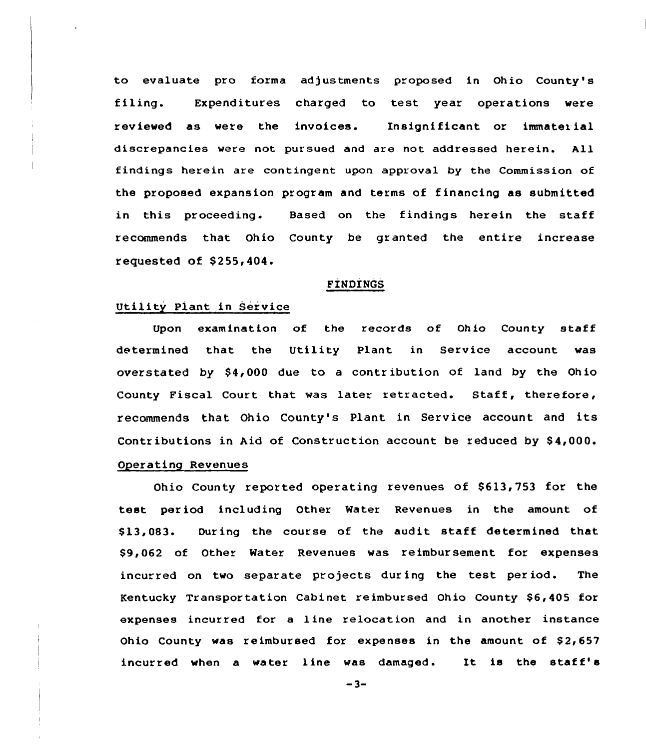to evaluate pro forma adjustments proposed in Ohio County's filing. Expenditures charged to test year operations were reviewed as were the invoices. Insignificant or immaterial discrepancies were not pursued and are not addressed herein. All findings herein are contingent upon approval by the Commission of the proposed expansion program and terms of financing as submitted in this proceeding. Based on the findings herein the staff recommends that Ohio County be granted the entire increase requested of $255,404.

## FINDINGS

### Utility Plant in Service

Upon examination of the records of Ohio County staff determined that the Utility Plant in Service account was overstated by $4,000 due to a contribution of land by the Ohio County Fiscal Court that was later retracted. Staff, therefore, recommends that Ohio County's Plant in Service account and its Contributions in Aid of Construction account be reduced by $4,000.

### Operating Revenues

Ohio County reported operating revenues of $613,753 for the test period including Other Water Revenues in the amount of $13,083. During the course of the audit staff determined that $9,062 of Other Water Revenues was reimbursement for expenses incurred on two separate projects during the test period. The Kentucky Transportation Cabinet reimbursed Ohio County $6,405 for expenses incurred for a line relocation and in another instance Ohio County was reimbursed for expenses in the amount of $2,657 incurred when a water line was damaged. It is the staff's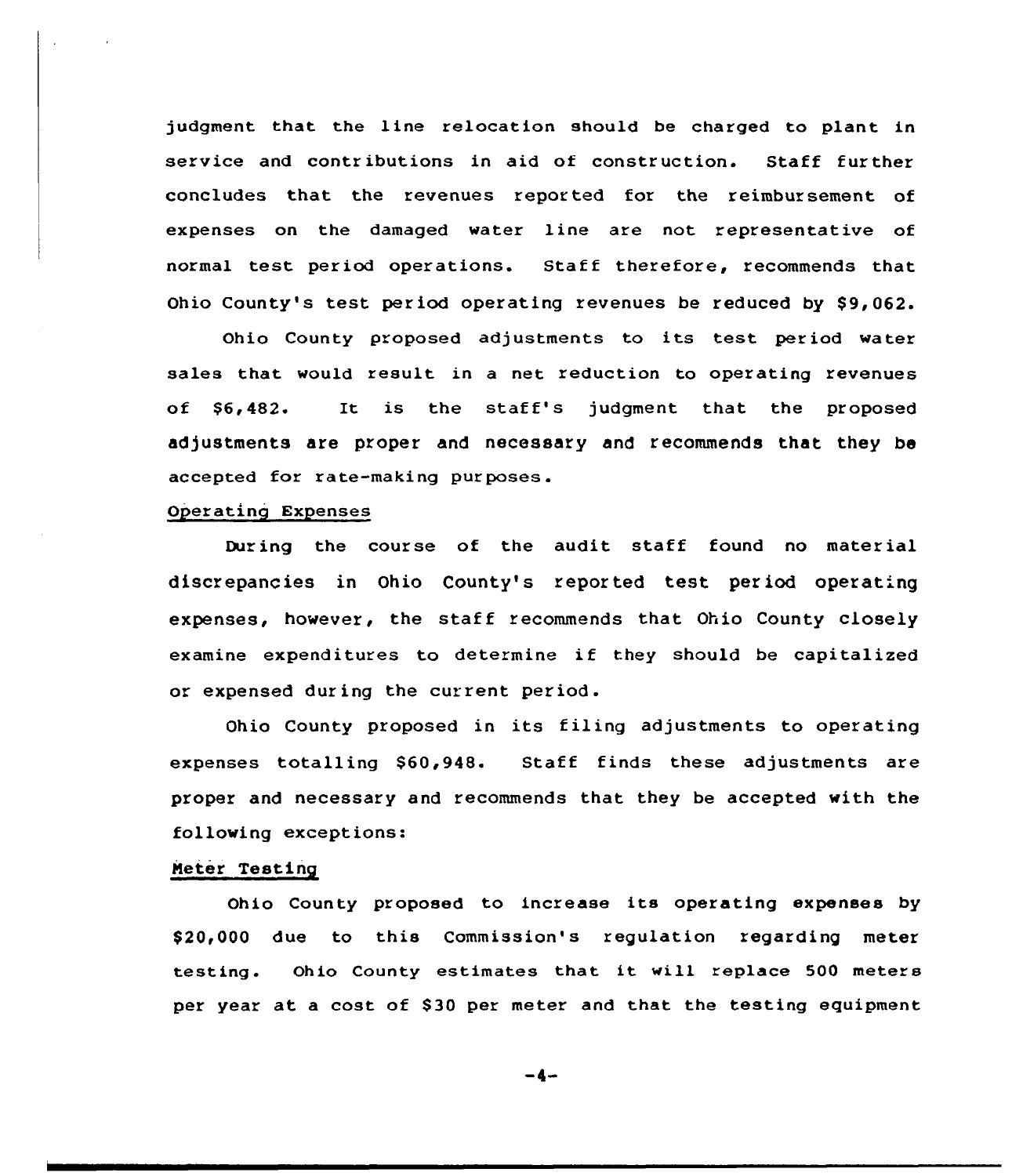judgment that the line relocation should be charged to plant in service and contributions in aid of construction. Staff further concludes that the revenues reported for the reimbursement of expenses on the damaged water line are not representative of normal test period operations. Staff therefore, recommends that Ohio County's test period operating revenues be reduced by $9,062.

Ohio County proposed adjustments to its test period water sales that would result in a net reduction to operating revenues of $6,482. It is the staff's judgment that the proposed adjustments are proper and necessary and recommends that they be accepted for rate-making purposes.

Operating Expenses

During the course of the audit staff found no material discrepancies in Ohio County's reported test period operating expenses, however, the staff recommends that Ohio County closely examine expenditures to determine if they should be capitalized or expensed during the current period.

Ohio County proposed in its filing adjustments to operating expenses totalling $60,948. Staff finds these adjustments are proper and necessary and recommends that they be accepted with the following exceptions:

Meter Testing

Ohio County proposed to increase its operating expenses by $20,000 due to this Commission's regulation regarding meter testing. Ohio County estimates that it will replace 500 meters per year at a cost of $30 per meter and that the testing equipment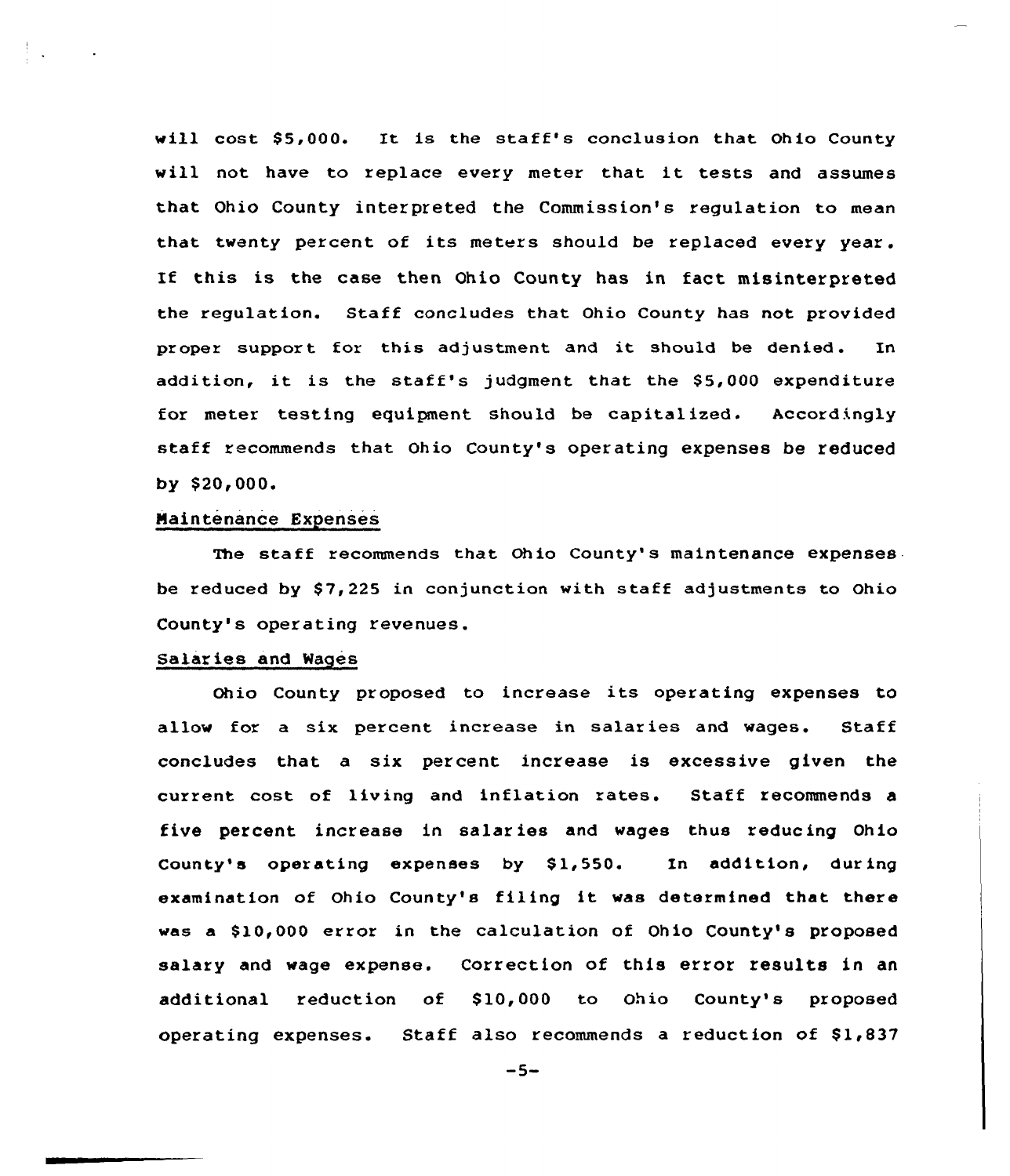will cost $5,000. It is the staff's conclusion that Ohio County will not have to replace every meter that it tests and assumes that Ohio County interpreted the Commission's regulation to mean that twenty percent of its meters should be replaced every year. If this is the case then Ohio County has in fact misinterpreted the regulation. Staff concludes that Ohio County has not provided proper support for this adjustment and it should be denied. In addition, it is the staff's judgment that the $5,000 expenditure for meter testing equipment should be capitalized. Accordingly staff recommends that Ohio County's operating expenses be reduced by $20,000.

## Maintenance Expenses

The staff recommends that Ohio County's maintenance expenses be reduced by $7,225 in conjunction with staff adjustments to Ohio County's operating revenues.

## Salaries and Wages

Ohio County proposed to increase its operating expenses to allow for a six percent increase in salaries and wages. Staff concludes that a six percent increase is excessive given the current cost of living and inflation rates. Staff recommends a five percent increase in salaries and wages thus reducing Ohio County's operating expenses by $1,550. In addition, during examination of Ohio County's filing it was determined that there was a $10,000 error in the calculation of Ohio County's proposed salary and wage expense. Correction of this error results in an additional reduction of $10,000 to Ohio County's proposed operating expenses. Staff also recommends a reduction of $1,837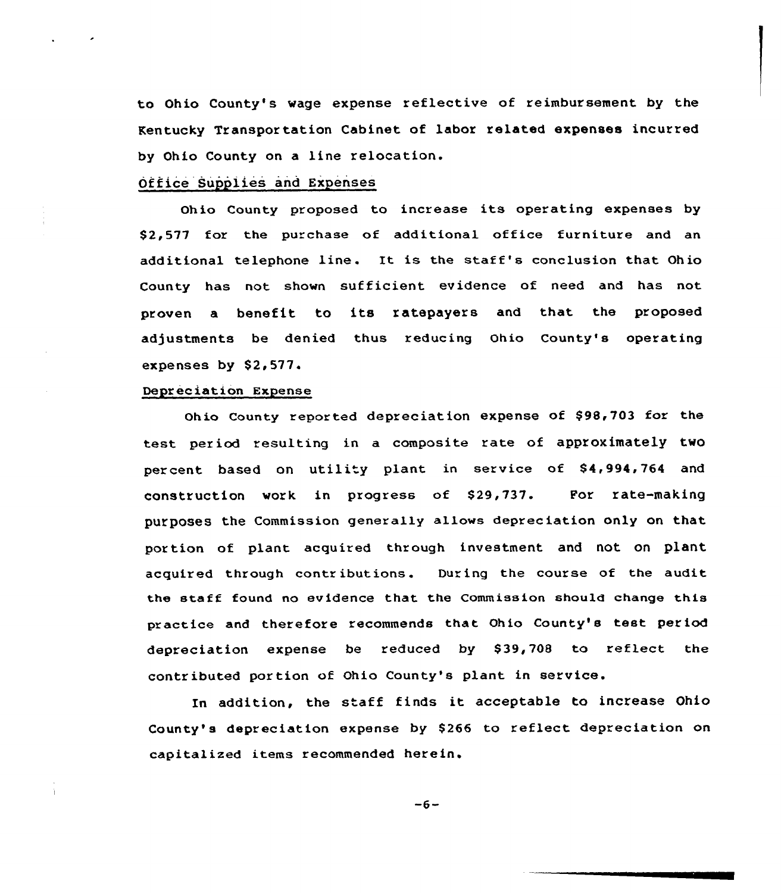to Ohio County's wage expense reflective of reimbursement by the Kentucky Transportation Cabinet of labor related expenses incurred by Ohio County on a line relocation.

Office Supplies and Expenses

Ohio County proposed to increase its operating expenses by $2,577 for the purchase of additional office furniture and an additional telephone line. It is the staff's conclusion that Ohio County has not shown sufficient evidence of need and has not proven a benefit to its ratepayers and that the proposed adjustments be denied thus reducing Ohio County's operating expenses by $2,577.

Depreciation Expense

Ohio County reported depreciation expense of $98,703 for the test period resulting in a composite rate of approximately two percent based on utility plant in service of $4,994,764 and construction work in progress of $29,737. For rate-making purposes the Commission generally allows depreciation only on that portion of plant acquired through investment and not on plant acquired through contributions. During the course of the audit the staff found no evidence that the Commission should change this practice and therefore recommends that Ohio County's test period depreciation expense be reduced by $39,708 to reflect the contributed portion of Ohio County's plant in service.

In addition, the staff finds it acceptable to increase Ohio County's depreciation expense by $266 to reflect depreciation on capitalized items recommended herein.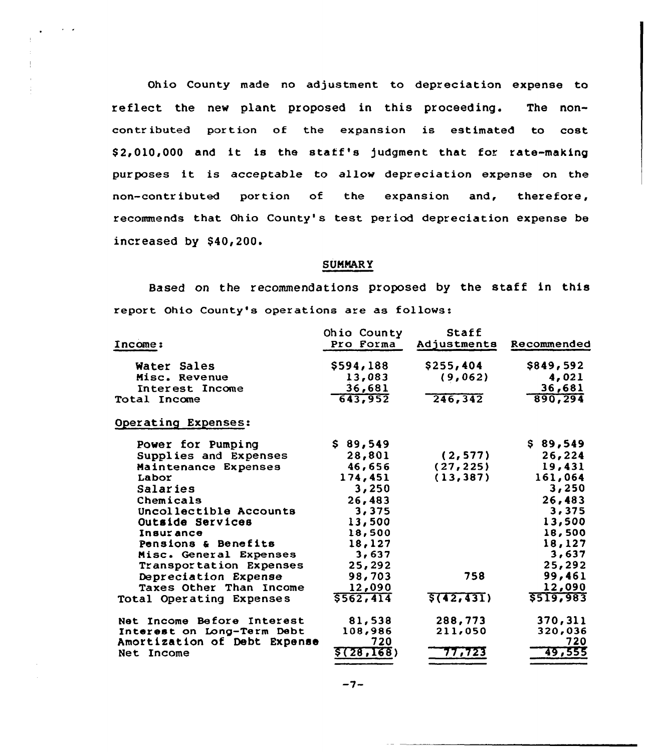Ohio County made no adjustment to depreciation expense to reflect the new plant proposed in this proceeding. The non-contributed portion of the expansion is estimated to cost $2,010,000 and it is the staff's judgment that for rate-making purposes it is acceptable to allow depreciation expense on the non-contributed portion of the expansion and, therefore, recommends that Ohio County's test period depreciation expense be increased by $40,200.

## SUMMARY

Based on the recommendations proposed by the staff in this report Ohio County's operations are as follows:

| Income: | Ohio County Pro Forma | Staff Adjustments | Recommended |
|---|---|---|---|
| Water Sales | $594,188 | $255,404 | $849,592 |
| Misc. Revenue | 13,083 | (9,062) | 4,021 |
| Interest Income | 36,681 | | 36,681 |
| Total Income | 643,952 | 246,342 | 890,294 |
| Operating Expenses: | | | |
| Power for Pumping | $ 89,549 | | $ 89,549 |
| Supplies and Expenses | 28,801 | (2,577) | 26,224 |
| Maintenance Expenses | 46,656 | (27,225) | 19,431 |
| Labor | 174,451 | (13,387) | 161,064 |
| Salaries | 3,250 | | 3,250 |
| Chemicals | 26,483 | | 26,483 |
| Uncollectible Accounts | 3,375 | | 3,375 |
| Outside Services | 13,500 | | 13,500 |
| Insurance | 18,500 | | 18,500 |
| Pensions & Benefits | 18,127 | | 18,127 |
| Misc. General Expenses | 3,637 | | 3,637 |
| Transportation Expenses | 25,292 | | 25,292 |
| Depreciation Expense | 98,703 | 758 | 99,461 |
| Taxes Other Than Income | 12,090 | | 12,090 |
| Total Operating Expenses | $562,414 | $(42,431) | $519,983 |
| Net Income Before Interest | 81,538 | 288,773 | 370,311 |
| Interest on Long-Term Debt | 108,986 | 211,050 | 320,036 |
| Amortization of Debt Expense | 720 | | 720 |
| Net Income | $(28,168) | 77,723 | 49,555 |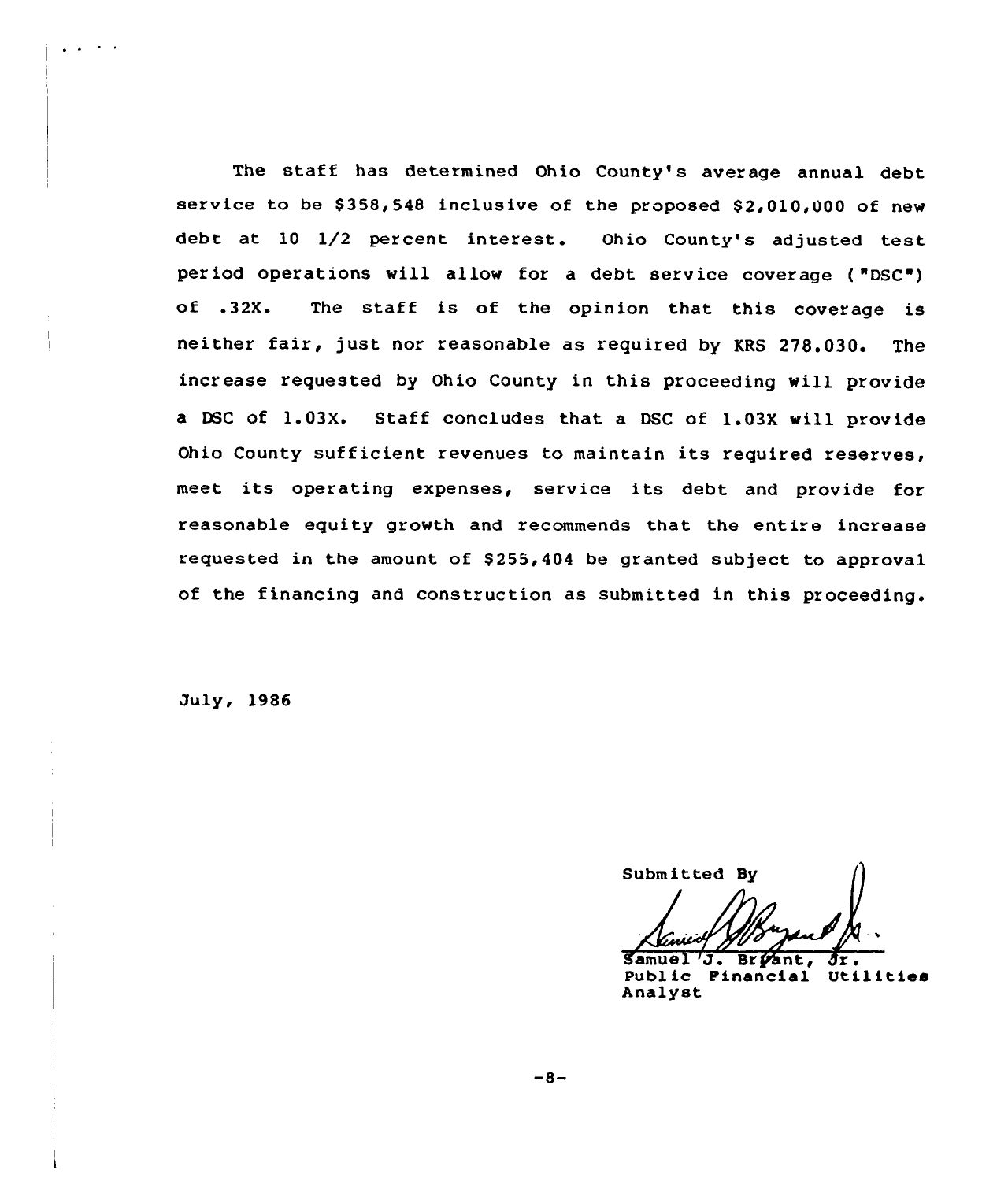The staff has determined Ohio County's average annual debt service to be $358,548 inclusive of the proposed $2,010,000 of new debt at 10 1/2 percent interest. Ohio County's adjusted test period operations will allow for a debt service coverage ("DSC") of .32X. The staff is of the opinion that this coverage is neither fair, just nor reasonable as required by KRS 278.030. The increase requested by Ohio County in this proceeding will provide a DSC of 1.03X. Staff concludes that a DSC of 1.03X will provide Ohio County sufficient revenues to maintain its required reserves, meet its operating expenses, service its debt and provide for reasonable equity growth and recommends that the entire increase requested in the amount of $255,404 be granted subject to approval of the financing and construction as submitted in this proceeding.

July, 1986

Submitted By

Samuel J. Bryant, Jr.
Public Financial Utilities Analyst